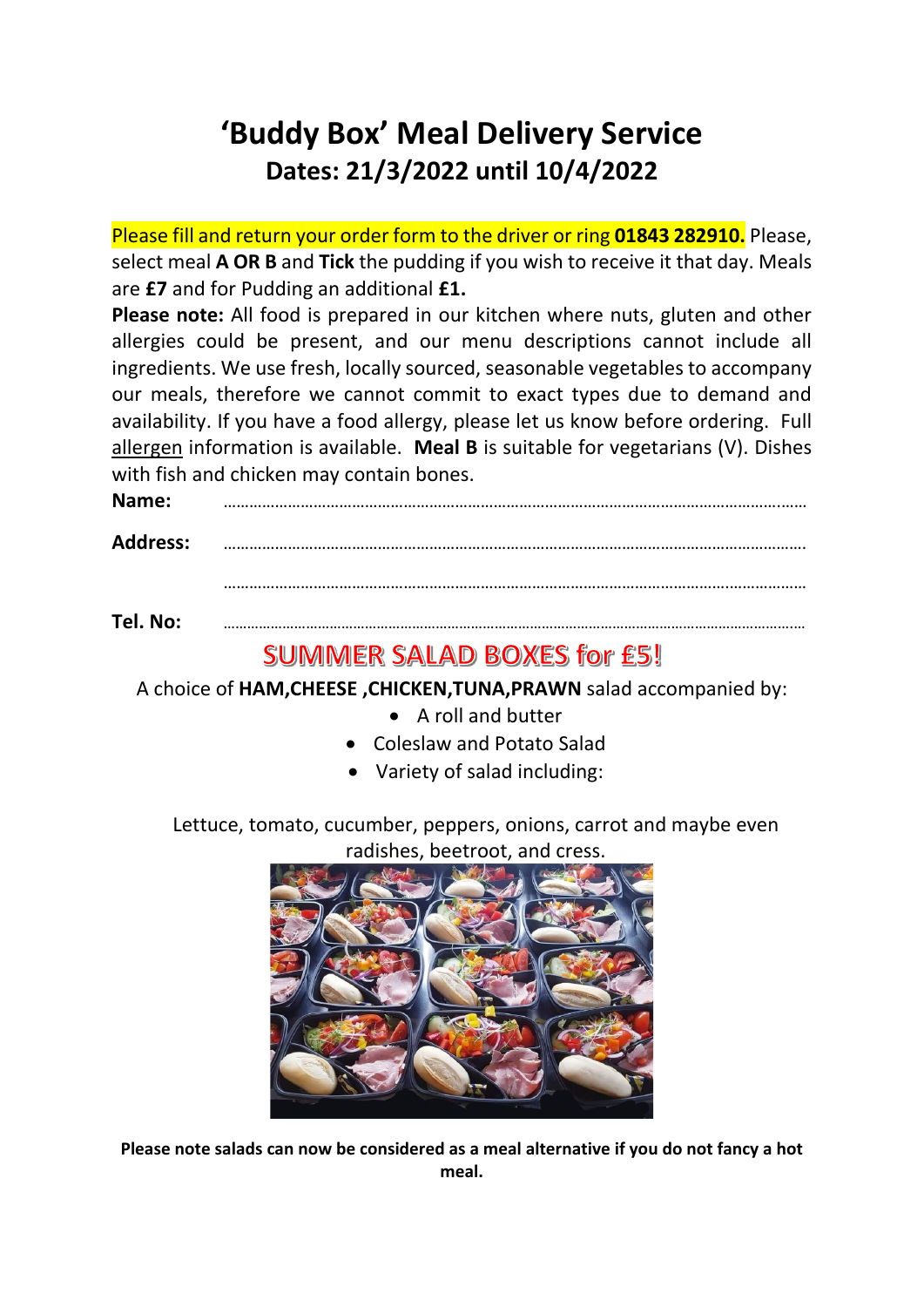# 'Buddy Box' Meal Delivery Service

## Dates: 21/3/2022 until 10/4/2022

Please fill and return your order form to the driver or ring **01843 282910.** Please, select meal **A OR B** and **Tick** the pudding if you wish to receive it that day. Meals are **£7** and for Pudding an additional **£1.**

**Please note:** All food is prepared in our kitchen where nuts, gluten and other allergies could be present, and our menu descriptions cannot include all ingredients. We use fresh, locally sourced, seasonable vegetables to accompany our meals, therefore we cannot commit to exact types due to demand and availability. If you have a food allergy, please let us know before ordering. Full allergen information is available. **Meal B** is suitable for vegetarians (V). Dishes with fish and chicken may contain bones.

**Name:** ……………………………………………………………………………………………………………

**Address:** ……………………………………………………………………………………………………………

……………………………………………………………………………………………………………

**Tel. No:** ……………………………………………………………………………………………………………

## SUMMER SALAD BOXES for £5!

A choice of **HAM,CHEESE ,CHICKEN,TUNA,PRAWN** salad accompanied by:

- A roll and butter
- Coleslaw and Potato Salad
- Variety of salad including:

Lettuce, tomato, cucumber, peppers, onions, carrot and maybe even radishes, beetroot, and cress.

**Please note salads can now be considered as a meal alternative if you do not fancy a hot meal.**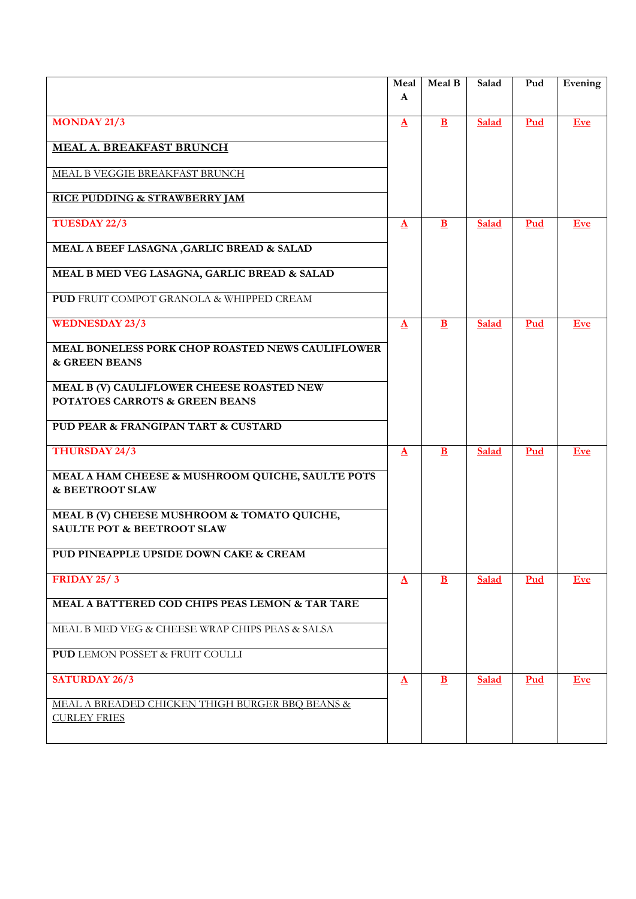| | Meal A | Meal B | Salad | Pud | Evening |
|---|---|---|---|---|---|
| **MONDAY 21/3** | **A** | **B** | **Salad** | **Pud** | **Eve** |
| **MEAL A. BREAKFAST BRUNCH** | | | | | |
| MEAL B VEGGIE BREAKFAST BRUNCH | | | | | |
| **RICE PUDDING & STRAWBERRY JAM** | | | | | |
| **TUESDAY 22/3** | **A** | **B** | **Salad** | **Pud** | **Eve** |
| **MEAL A BEEF LASAGNA ,GARLIC BREAD & SALAD** | | | | | |
| **MEAL B MED VEG LASAGNA, GARLIC BREAD & SALAD** | | | | | |
| **PUD** FRUIT COMPOT GRANOLA & WHIPPED CREAM | | | | | |
| **WEDNESDAY 23/3** | **A** | **B** | **Salad** | **Pud** | **Eve** |
| **MEAL BONELESS PORK CHOP ROASTED NEWS CAULIFLOWER & GREEN BEANS** | | | | | |
| **MEAL B (V) CAULIFLOWER CHEESE ROASTED NEW POTATOES CARROTS & GREEN BEANS** | | | | | |
| **PUD PEAR & FRANGIPAN TART & CUSTARD** | | | | | |
| **THURSDAY 24/3** | **A** | **B** | **Salad** | **Pud** | **Eve** |
| **MEAL A HAM CHEESE & MUSHROOM QUICHE, SAULTE POTS & BEETROOT SLAW** | | | | | |
| **MEAL B (V) CHEESE MUSHROOM & TOMATO QUICHE, SAULTE POT & BEETROOT SLAW** | | | | | |
| **PUD PINEAPPLE UPSIDE DOWN CAKE & CREAM** | | | | | |
| **FRIDAY 25/ 3** | **A** | **B** | **Salad** | **Pud** | **Eve** |
| **MEAL A BATTERED COD CHIPS PEAS LEMON & TAR TARE** | | | | | |
| MEAL B MED VEG & CHEESE WRAP CHIPS PEAS & SALSA | | | | | |
| **PUD** LEMON POSSET & FRUIT COULLI | | | | | |
| **SATURDAY 26/3** | **A** | **B** | **Salad** | **Pud** | **Eve** |
| MEAL A BREADED CHICKEN THIGH BURGER BBQ BEANS & CURLEY FRIES | | | | | |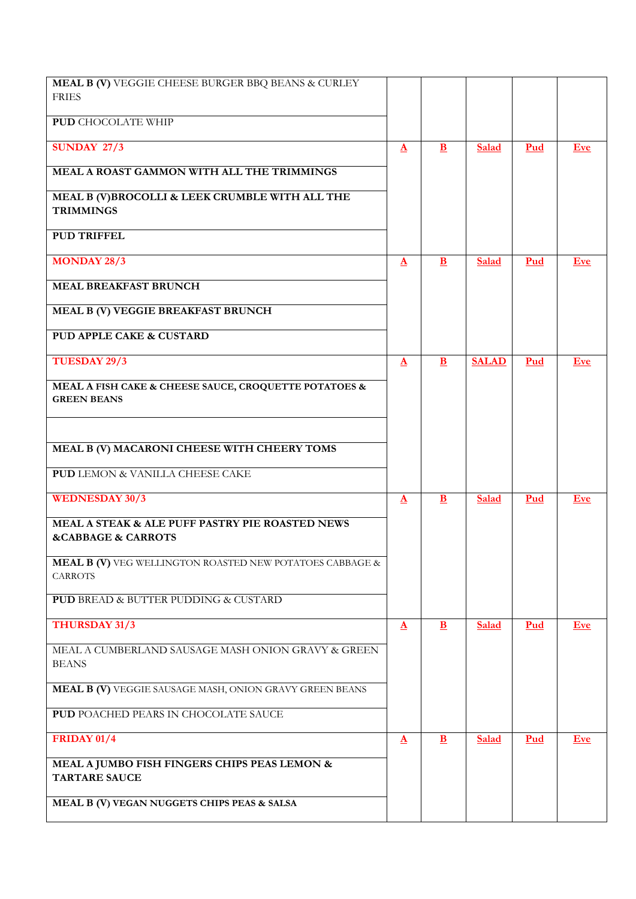| | | | | | |
|---|---|---|---|---|---|
| **MEAL B (V)** VEGGIE CHEESE BURGER BBQ BEANS & CURLEY FRIES | | | | | |
| **PUD** CHOCOLATE WHIP | | | | | |
| **SUNDAY 27/3** | **A** | **B** | **Salad** | **Pud** | **Eve** |
| **MEAL A ROAST GAMMON WITH ALL THE TRIMMINGS** | | | | | |
| **MEAL B (V)BROCOLLI & LEEK CRUMBLE WITH ALL THE TRIMMINGS** | | | | | |
| **PUD TRIFFEL** | | | | | |
| **MONDAY 28/3** | **A** | **B** | **Salad** | **Pud** | **Eve** |
| **MEAL BREAKFAST BRUNCH** | | | | | |
| **MEAL B (V) VEGGIE BREAKFAST BRUNCH** | | | | | |
| **PUD APPLE CAKE & CUSTARD** | | | | | |
| **TUESDAY 29/3** | **A** | **B** | **SALAD** | **Pud** | **Eve** |
| **MEAL A FISH CAKE & CHEESE SAUCE, CROQUETTE POTATOES & GREEN BEANS** | | | | | |
| | | | | | |
| **MEAL B (V) MACARONI CHEESE WITH CHEERY TOMS** | | | | | |
| **PUD** LEMON & VANILLA CHEESE CAKE | | | | | |
| **WEDNESDAY 30/3** | **A** | **B** | **Salad** | **Pud** | **Eve** |
| **MEAL A STEAK & ALE PUFF PASTRY PIE ROASTED NEWS &CABBAGE & CARROTS** | | | | | |
| **MEAL B (V)** VEG WELLINGTON ROASTED NEW POTATOES CABBAGE & CARROTS | | | | | |
| **PUD** BREAD & BUTTER PUDDING & CUSTARD | | | | | |
| **THURSDAY 31/3** | **A** | **B** | **Salad** | **Pud** | **Eve** |
| MEAL A CUMBERLAND SAUSAGE MASH ONION GRAVY & GREEN BEANS | | | | | |
| **MEAL B (V)** VEGGIE SAUSAGE MASH, ONION GRAVY GREEN BEANS | | | | | |
| **PUD** POACHED PEARS IN CHOCOLATE SAUCE | | | | | |
| **FRIDAY 01/4** | **A** | **B** | **Salad** | **Pud** | **Eve** |
| **MEAL A JUMBO FISH FINGERS CHIPS PEAS LEMON & TARTARE SAUCE** | | | | | |
| **MEAL B (V) VEGAN NUGGETS CHIPS PEAS & SALSA** | | | | | |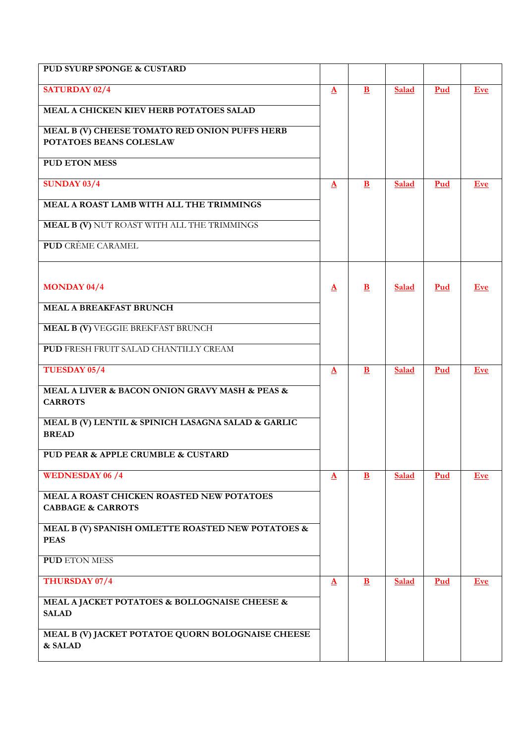| PUD SYURP SPONGE & CUSTARD | | | | | |
|---|---|---|---|---|---|
| SATURDAY 02/4 | A | B | Salad | Pud | Eve |
| MEAL A CHICKEN KIEV HERB POTATOES SALAD | | | | | |
| MEAL B (V) CHEESE TOMATO RED ONION PUFFS HERB POTATOES BEANS COLESLAW | | | | | |
| PUD ETON MESS | | | | | |
| SUNDAY 03/4 | A | B | Salad | Pud | Eve |
| MEAL A ROAST LAMB WITH ALL THE TRIMMINGS | | | | | |
| **MEAL B (V)** NUT ROAST WITH ALL THE TRIMMINGS | | | | | |
| **PUD** CRÈME CARAMEL | | | | | |
| MONDAY 04/4 | A | B | Salad | Pud | Eve |
| MEAL A BREAKFAST BRUNCH | | | | | |
| **MEAL B (V)** VEGGIE BREKFAST BRUNCH | | | | | |
| **PUD** FRESH FRUIT SALAD CHANTILLY CREAM | | | | | |
| TUESDAY 05/4 | A | B | Salad | Pud | Eve |
| MEAL A LIVER & BACON ONION GRAVY MASH & PEAS & CARROTS | | | | | |
| MEAL B (V) LENTIL & SPINICH LASAGNA SALAD & GARLIC BREAD | | | | | |
| PUD PEAR & APPLE CRUMBLE & CUSTARD | | | | | |
| WEDNESDAY 06 /4 | A | B | Salad | Pud | Eve |
| MEAL A ROAST CHICKEN ROASTED NEW POTATOES CABBAGE & CARROTS | | | | | |
| MEAL B (V) SPANISH OMLETTE ROASTED NEW POTATOES & PEAS | | | | | |
| **PUD** ETON MESS | | | | | |
| THURSDAY 07/4 | A | B | Salad | Pud | Eve |
| MEAL A JACKET POTATOES & BOLLOGNAISE CHEESE & SALAD | | | | | |
| MEAL B (V) JACKET POTATOE QUORN BOLOGNAISE CHEESE & SALAD | | | | | |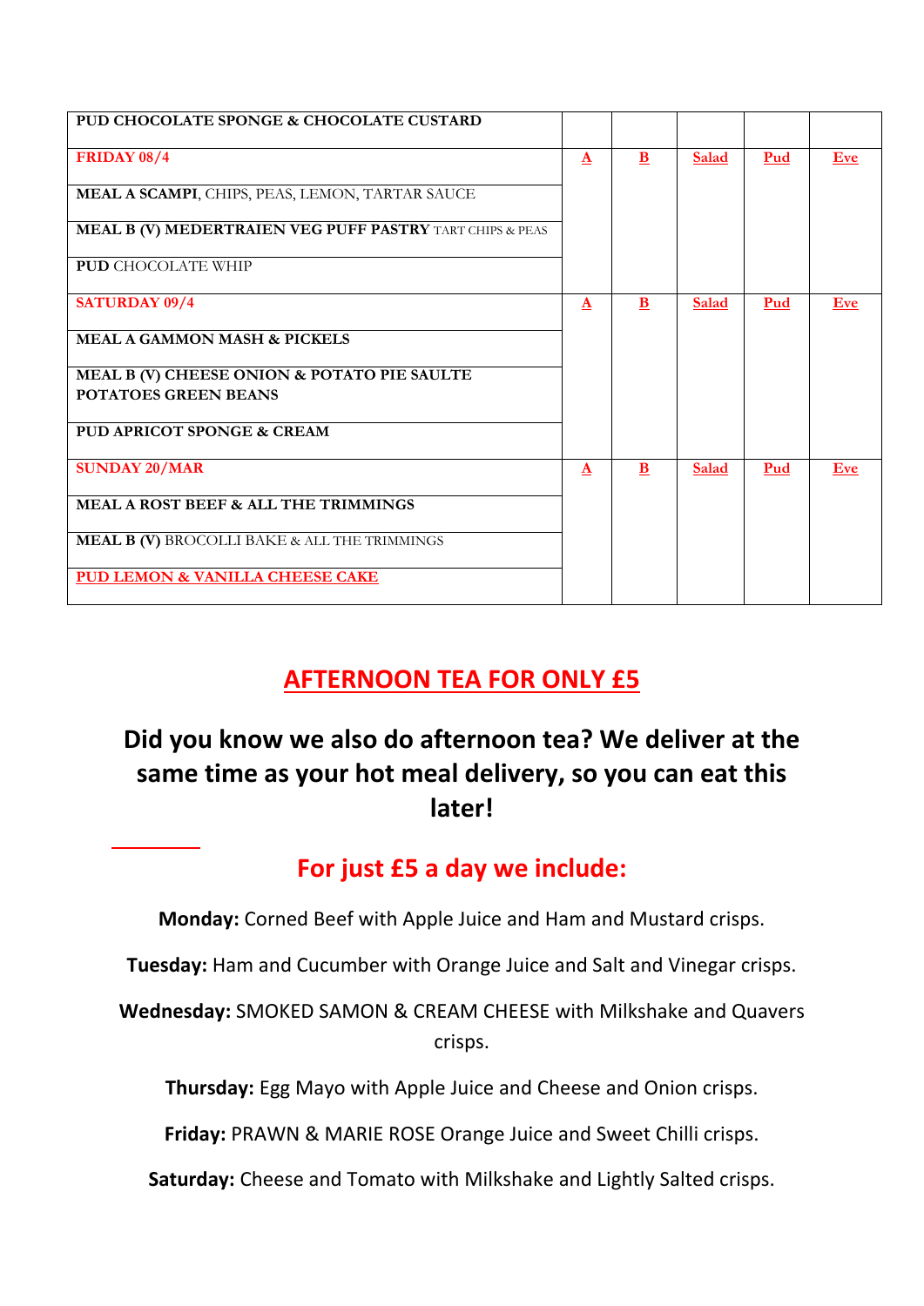| | | | | | |
|---|---|---|---|---|---|
| **PUD CHOCOLATE SPONGE & CHOCOLATE CUSTARD** | | | | | |
| **FRIDAY 08/4** | **A** | **B** | **Salad** | **Pud** | **Eve** |
| **MEAL A SCAMPI**, CHIPS, PEAS, LEMON, TARTAR SAUCE | | | | | |
| **MEAL B (V) MEDERTRAIEN VEG PUFF PASTRY** TART CHIPS & PEAS | | | | | |
| **PUD** CHOCOLATE WHIP | | | | | |
| **SATURDAY 09/4** | **A** | **B** | **Salad** | **Pud** | **Eve** |
| **MEAL A GAMMON MASH & PICKELS** | | | | | |
| **MEAL B (V) CHEESE ONION & POTATO PIE SAULTE POTATOES GREEN BEANS** | | | | | |
| **PUD APRICOT SPONGE & CREAM** | | | | | |
| **SUNDAY 20/MAR** | **A** | **B** | **Salad** | **Pud** | **Eve** |
| **MEAL A ROST BEEF & ALL THE TRIMMINGS** | | | | | |
| **MEAL B (V)** BROCOLLI BAKE & ALL THE TRIMMINGS | | | | | |
| **PUD LEMON & VANILLA CHEESE CAKE** | | | | | |

# AFTERNOON TEA FOR ONLY £5

## Did you know we also do afternoon tea? We deliver at the same time as your hot meal delivery, so you can eat this later!

## For just £5 a day we include:

**Monday:** Corned Beef with Apple Juice and Ham and Mustard crisps.

**Tuesday:** Ham and Cucumber with Orange Juice and Salt and Vinegar crisps.

**Wednesday:** SMOKED SAMON & CREAM CHEESE with Milkshake and Quavers crisps.

**Thursday:** Egg Mayo with Apple Juice and Cheese and Onion crisps.

**Friday:** PRAWN & MARIE ROSE Orange Juice and Sweet Chilli crisps.

**Saturday:** Cheese and Tomato with Milkshake and Lightly Salted crisps.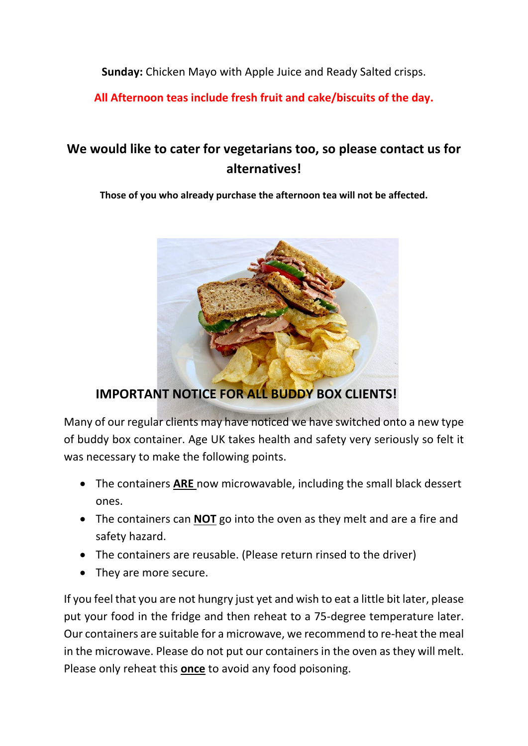**Sunday:** Chicken Mayo with Apple Juice and Ready Salted crisps.

**All Afternoon teas include fresh fruit and cake/biscuits of the day.**

## We would like to cater for vegetarians too, so please contact us for alternatives!

**Those of you who already purchase the afternoon tea will not be affected.**

## IMPORTANT NOTICE FOR ALL BUDDY BOX CLIENTS!

Many of our regular clients may have noticed we have switched onto a new type of buddy box container. Age UK takes health and safety very seriously so felt it was necessary to make the following points.

- The containers **ARE** now microwavable, including the small black dessert ones.
- The containers can **NOT** go into the oven as they melt and are a fire and safety hazard.
- The containers are reusable. (Please return rinsed to the driver)
- They are more secure.

If you feel that you are not hungry just yet and wish to eat a little bit later, please put your food in the fridge and then reheat to a 75-degree temperature later. Our containers are suitable for a microwave, we recommend to re-heat the meal in the microwave. Please do not put our containers in the oven as they will melt. Please only reheat this **once** to avoid any food poisoning.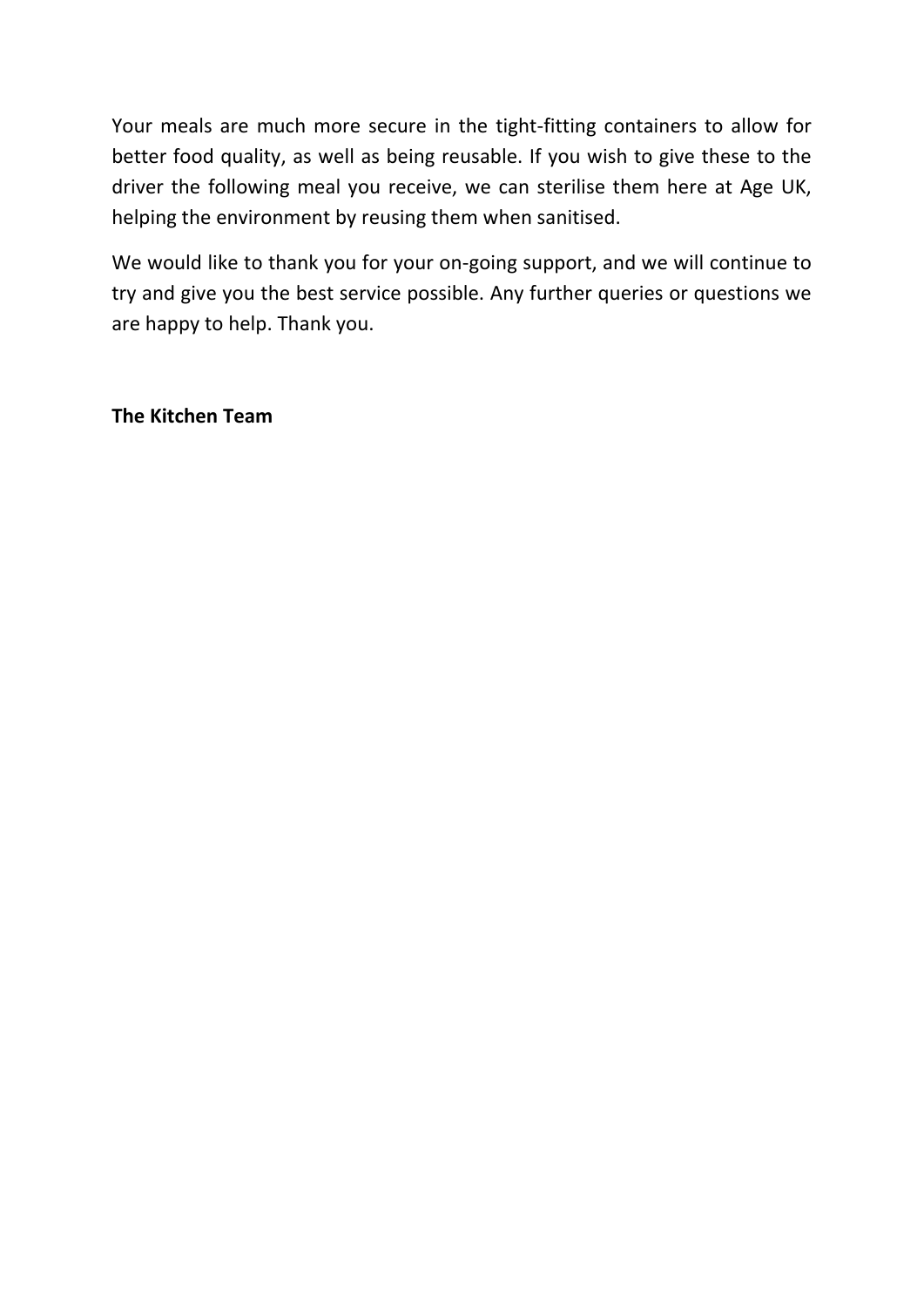Your meals are much more secure in the tight-fitting containers to allow for better food quality, as well as being reusable. If you wish to give these to the driver the following meal you receive, we can sterilise them here at Age UK, helping the environment by reusing them when sanitised.

We would like to thank you for your on-going support, and we will continue to try and give you the best service possible. Any further queries or questions we are happy to help. Thank you.

**The Kitchen Team**